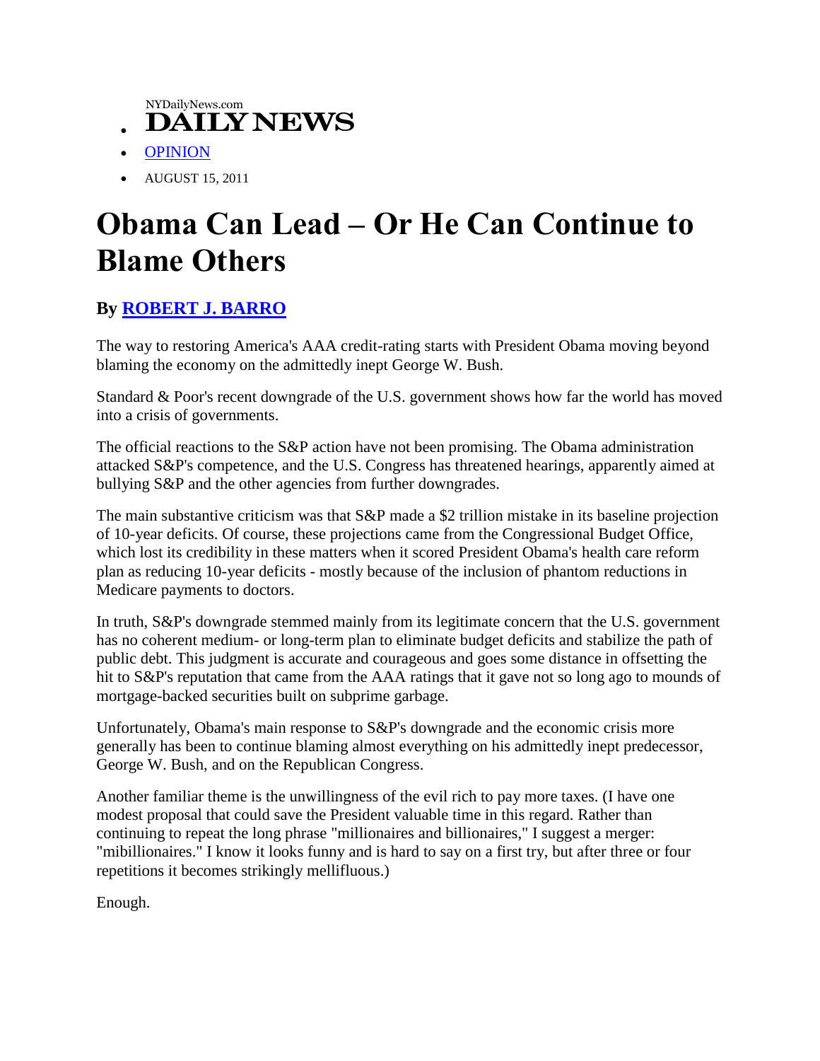- NYDailyNews.com **DAILY NEWS**
- OPINION
- AUGUST 15, 2011

# Obama Can Lead – Or He Can Continue to Blame Others

## By ROBERT J. BARRO

The way to restoring America's AAA credit-rating starts with President Obama moving beyond blaming the economy on the admittedly inept George W. Bush.

Standard & Poor's recent downgrade of the U.S. government shows how far the world has moved into a crisis of governments.

The official reactions to the S&P action have not been promising. The Obama administration attacked S&P's competence, and the U.S. Congress has threatened hearings, apparently aimed at bullying S&P and the other agencies from further downgrades.

The main substantive criticism was that S&P made a $2 trillion mistake in its baseline projection of 10-year deficits. Of course, these projections came from the Congressional Budget Office, which lost its credibility in these matters when it scored President Obama's health care reform plan as reducing 10-year deficits - mostly because of the inclusion of phantom reductions in Medicare payments to doctors.

In truth, S&P's downgrade stemmed mainly from its legitimate concern that the U.S. government has no coherent medium- or long-term plan to eliminate budget deficits and stabilize the path of public debt. This judgment is accurate and courageous and goes some distance in offsetting the hit to S&P's reputation that came from the AAA ratings that it gave not so long ago to mounds of mortgage-backed securities built on subprime garbage.

Unfortunately, Obama's main response to S&P's downgrade and the economic crisis more generally has been to continue blaming almost everything on his admittedly inept predecessor, George W. Bush, and on the Republican Congress.

Another familiar theme is the unwillingness of the evil rich to pay more taxes. (I have one modest proposal that could save the President valuable time in this regard. Rather than continuing to repeat the long phrase "millionaires and billionaires," I suggest a merger: "mibillionaires." I know it looks funny and is hard to say on a first try, but after three or four repetitions it becomes strikingly mellifluous.)

Enough.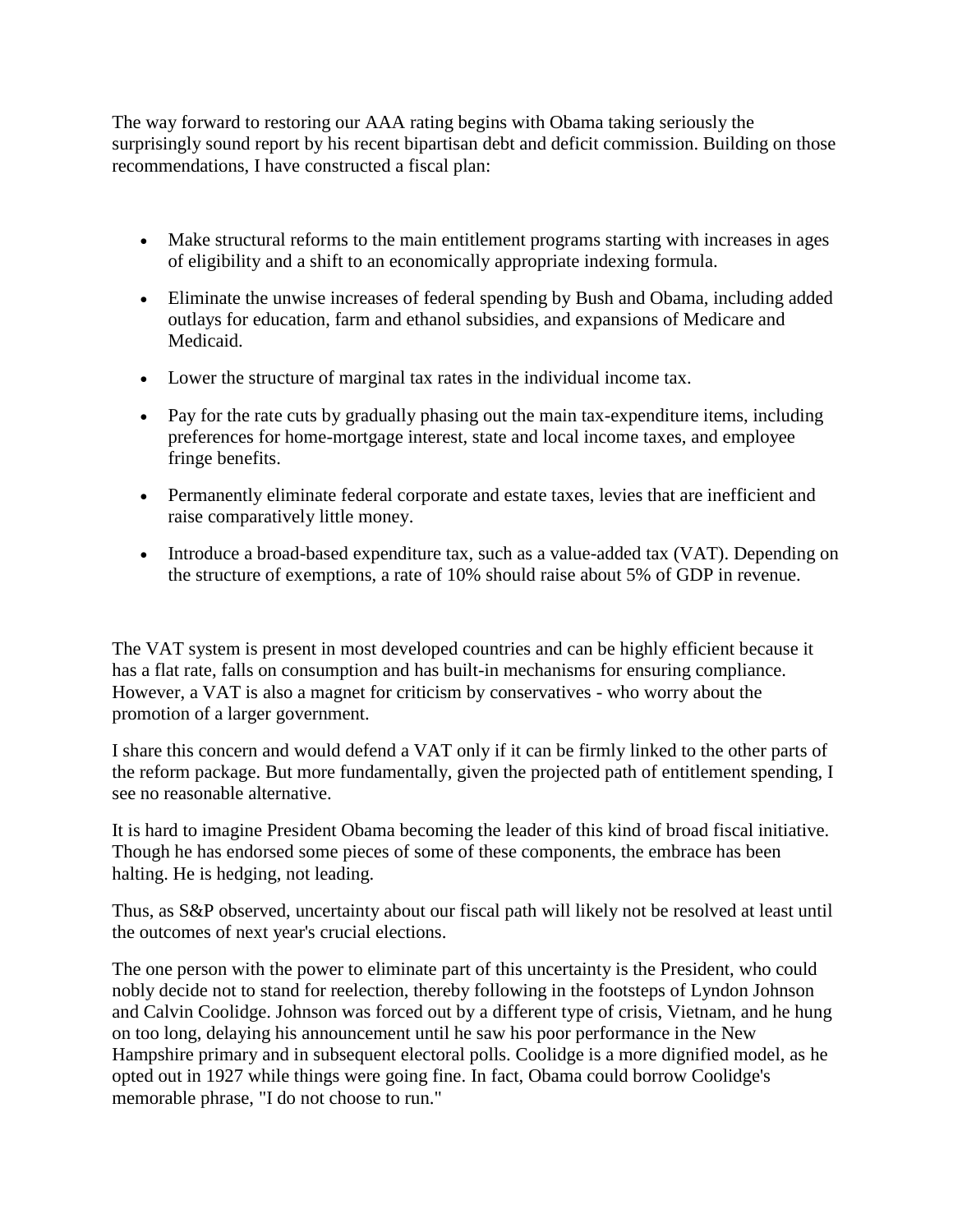The way forward to restoring our AAA rating begins with Obama taking seriously the surprisingly sound report by his recent bipartisan debt and deficit commission. Building on those recommendations, I have constructed a fiscal plan:

- Make structural reforms to the main entitlement programs starting with increases in ages of eligibility and a shift to an economically appropriate indexing formula.
- Eliminate the unwise increases of federal spending by Bush and Obama, including added outlays for education, farm and ethanol subsidies, and expansions of Medicare and Medicaid.
- Lower the structure of marginal tax rates in the individual income tax.
- Pay for the rate cuts by gradually phasing out the main tax-expenditure items, including preferences for home-mortgage interest, state and local income taxes, and employee fringe benefits.
- Permanently eliminate federal corporate and estate taxes, levies that are inefficient and raise comparatively little money.
- Introduce a broad-based expenditure tax, such as a value-added tax (VAT). Depending on the structure of exemptions, a rate of 10% should raise about 5% of GDP in revenue.

The VAT system is present in most developed countries and can be highly efficient because it has a flat rate, falls on consumption and has built-in mechanisms for ensuring compliance. However, a VAT is also a magnet for criticism by conservatives - who worry about the promotion of a larger government.

I share this concern and would defend a VAT only if it can be firmly linked to the other parts of the reform package. But more fundamentally, given the projected path of entitlement spending, I see no reasonable alternative.

It is hard to imagine President Obama becoming the leader of this kind of broad fiscal initiative. Though he has endorsed some pieces of some of these components, the embrace has been halting. He is hedging, not leading.

Thus, as S&P observed, uncertainty about our fiscal path will likely not be resolved at least until the outcomes of next year's crucial elections.

The one person with the power to eliminate part of this uncertainty is the President, who could nobly decide not to stand for reelection, thereby following in the footsteps of Lyndon Johnson and Calvin Coolidge. Johnson was forced out by a different type of crisis, Vietnam, and he hung on too long, delaying his announcement until he saw his poor performance in the New Hampshire primary and in subsequent electoral polls. Coolidge is a more dignified model, as he opted out in 1927 while things were going fine. In fact, Obama could borrow Coolidge's memorable phrase, "I do not choose to run."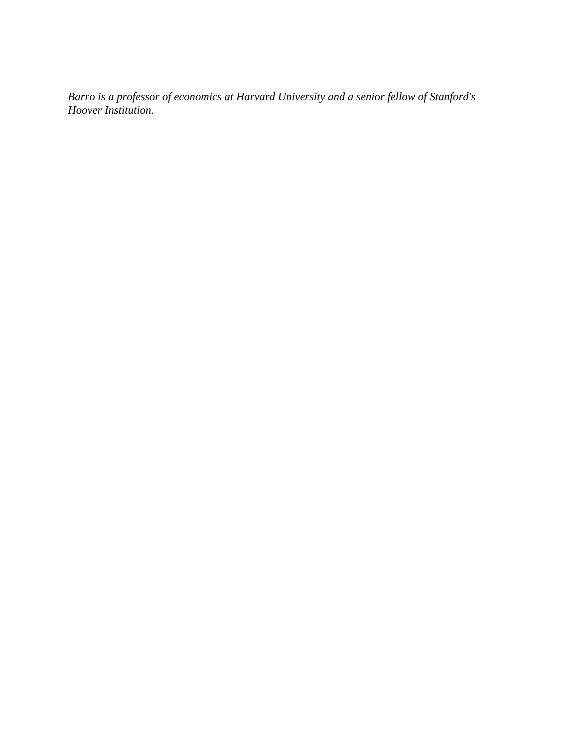*Barro is a professor of economics at Harvard University and a senior fellow of Stanford's Hoover Institution.*